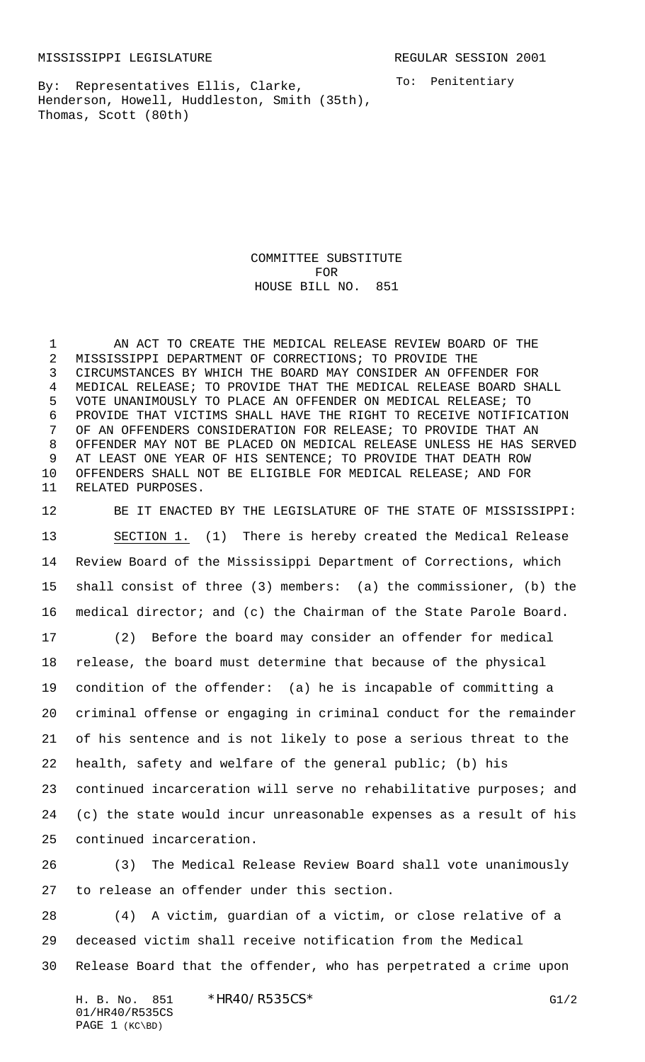MISSISSIPPI LEGISLATURE REGULAR SESSION 2001

By: Representatives Ellis, Clarke, Henderson, Howell, Huddleston, Smith (35th), Thomas, Scott (80th)

To: Penitentiary

# COMMITTEE SUBSTITUTE FOR HOUSE BILL NO. 851

AN ACT TO CREATE THE MEDICAL RELEASE REVIEW BOARD OF THE MISSISSIPPI DEPARTMENT OF CORRECTIONS; TO PROVIDE THE CIRCUMSTANCES BY WHICH THE BOARD MAY CONSIDER AN OFFENDER FOR MEDICAL RELEASE; TO PROVIDE THAT THE MEDICAL RELEASE BOARD SHALL VOTE UNANIMOUSLY TO PLACE AN OFFENDER ON MEDICAL RELEASE; TO PROVIDE THAT VICTIMS SHALL HAVE THE RIGHT TO RECEIVE NOTIFICATION OF AN OFFENDERS CONSIDERATION FOR RELEASE; TO PROVIDE THAT AN OFFENDER MAY NOT BE PLACED ON MEDICAL RELEASE UNLESS HE HAS SERVED AT LEAST ONE YEAR OF HIS SENTENCE; TO PROVIDE THAT DEATH ROW OFFENDERS SHALL NOT BE ELIGIBLE FOR MEDICAL RELEASE; AND FOR RELATED PURPOSES.

BE IT ENACTED BY THE LEGISLATURE OF THE STATE OF MISSISSIPPI:

SECTION 1. (1) There is hereby created the Medical Release Review Board of the Mississippi Department of Corrections, which shall consist of three (3) members: (a) the commissioner, (b) the medical director; and (c) the Chairman of the State Parole Board.

(2) Before the board may consider an offender for medical release, the board must determine that because of the physical condition of the offender: (a) he is incapable of committing a criminal offense or engaging in criminal conduct for the remainder of his sentence and is not likely to pose a serious threat to the health, safety and welfare of the general public; (b) his continued incarceration will serve no rehabilitative purposes; and (c) the state would incur unreasonable expenses as a result of his continued incarceration.

(3) The Medical Release Review Board shall vote unanimously to release an offender under this section.

(4) A victim, guardian of a victim, or close relative of a deceased victim shall receive notification from the Medical Release Board that the offender, who has perpetrated a crime upon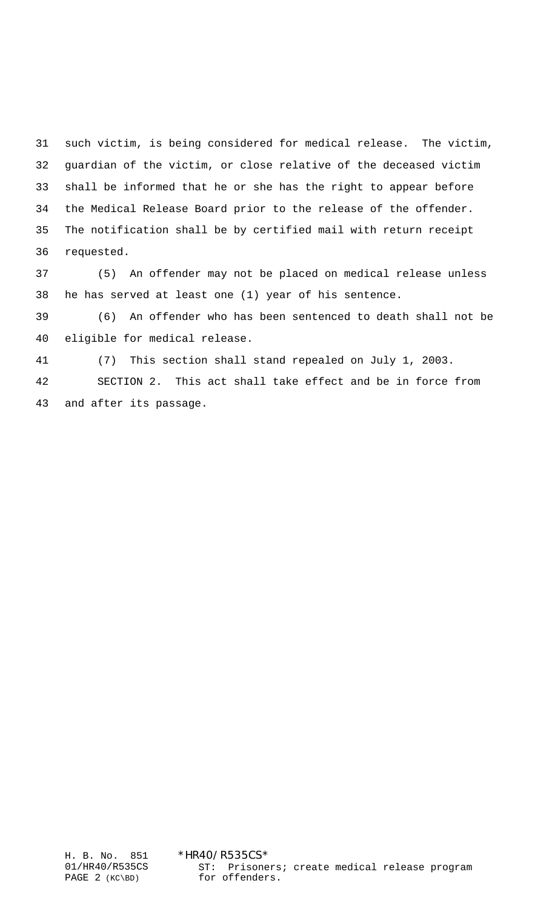such victim, is being considered for medical release. The victim, guardian of the victim, or close relative of the deceased victim shall be informed that he or she has the right to appear before the Medical Release Board prior to the release of the offender. The notification shall be by certified mail with return receipt requested.

(5) An offender may not be placed on medical release unless he has served at least one (1) year of his sentence.

(6) An offender who has been sentenced to death shall not be eligible for medical release.

(7) This section shall stand repealed on July 1, 2003.

SECTION 2. This act shall take effect and be in force from and after its passage.